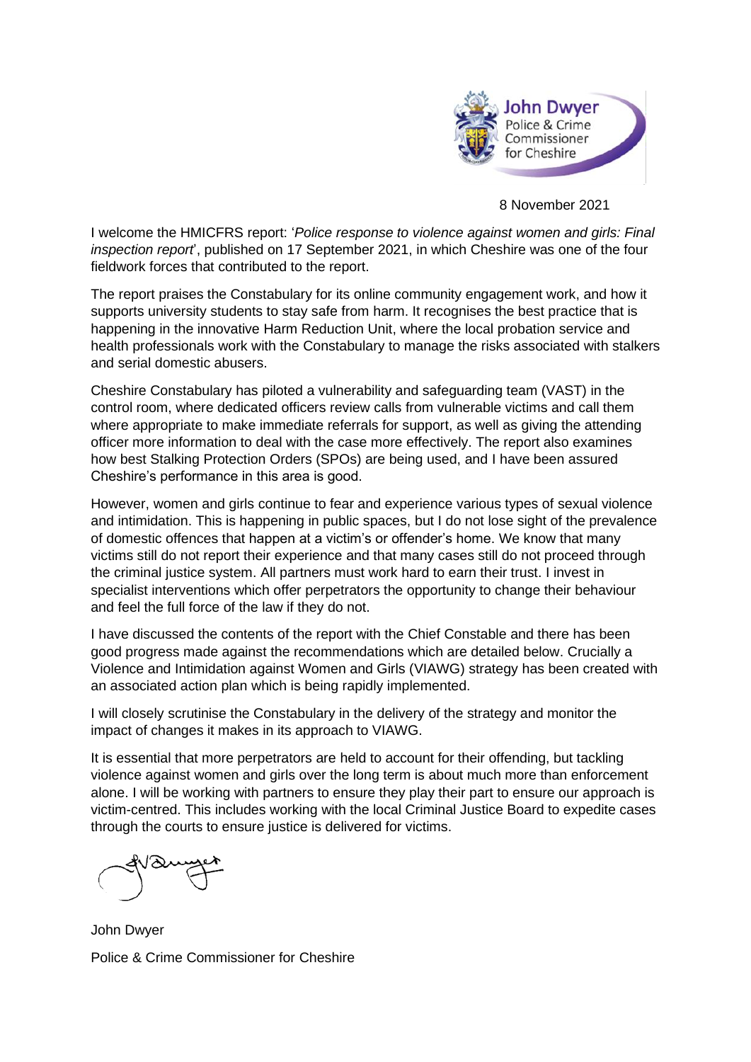John Dwyer
Police & Crime Commissioner for Cheshire

8 November 2021

I welcome the HMICFRS report: '*Police response to violence against women and girls: Final inspection report*', published on 17 September 2021, in which Cheshire was one of the four fieldwork forces that contributed to the report.

The report praises the Constabulary for its online community engagement work, and how it supports university students to stay safe from harm. It recognises the best practice that is happening in the innovative Harm Reduction Unit, where the local probation service and health professionals work with the Constabulary to manage the risks associated with stalkers and serial domestic abusers.

Cheshire Constabulary has piloted a vulnerability and safeguarding team (VAST) in the control room, where dedicated officers review calls from vulnerable victims and call them where appropriate to make immediate referrals for support, as well as giving the attending officer more information to deal with the case more effectively. The report also examines how best Stalking Protection Orders (SPOs) are being used, and I have been assured Cheshire's performance in this area is good.

However, women and girls continue to fear and experience various types of sexual violence and intimidation. This is happening in public spaces, but I do not lose sight of the prevalence of domestic offences that happen at a victim's or offender's home. We know that many victims still do not report their experience and that many cases still do not proceed through the criminal justice system. All partners must work hard to earn their trust. I invest in specialist interventions which offer perpetrators the opportunity to change their behaviour and feel the full force of the law if they do not.

I have discussed the contents of the report with the Chief Constable and there has been good progress made against the recommendations which are detailed below. Crucially a Violence and Intimidation against Women and Girls (VIAWG) strategy has been created with an associated action plan which is being rapidly implemented.

I will closely scrutinise the Constabulary in the delivery of the strategy and monitor the impact of changes it makes in its approach to VIAWG.

It is essential that more perpetrators are held to account for their offending, but tackling violence against women and girls over the long term is about much more than enforcement alone. I will be working with partners to ensure they play their part to ensure our approach is victim-centred. This includes working with the local Criminal Justice Board to expedite cases through the courts to ensure justice is delivered for victims.

John Dwyer

Police & Crime Commissioner for Cheshire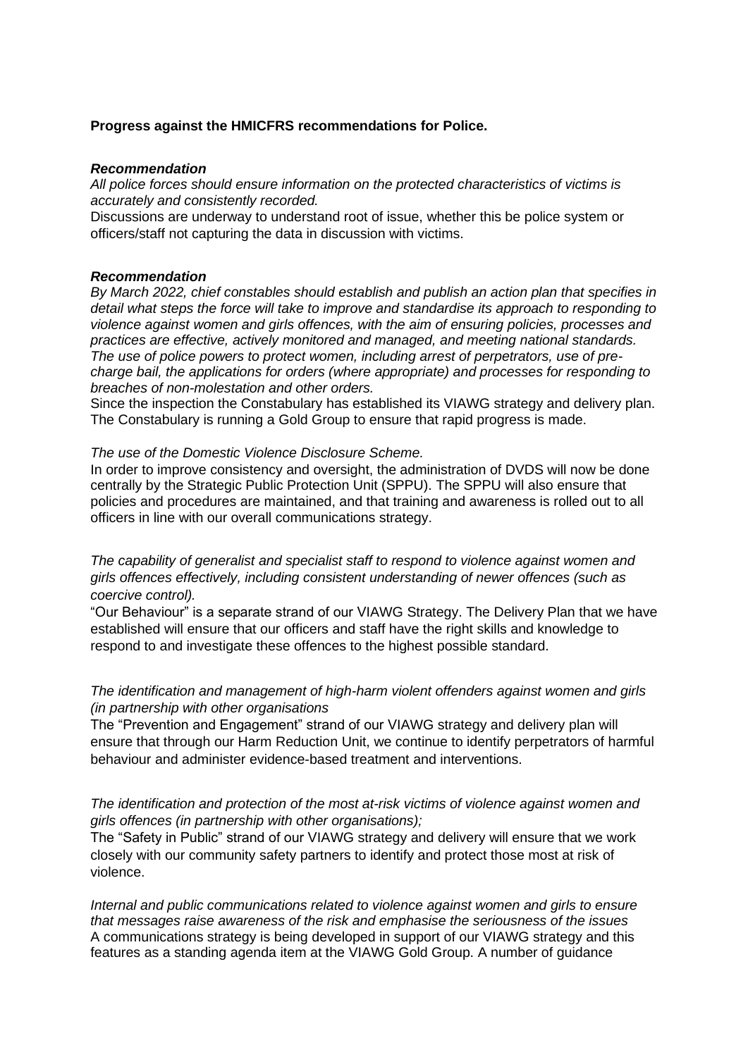**Progress against the HMICFRS recommendations for Police.**

***Recommendation***

*All police forces should ensure information on the protected characteristics of victims is accurately and consistently recorded.*

Discussions are underway to understand root of issue, whether this be police system or officers/staff not capturing the data in discussion with victims.

***Recommendation***

*By March 2022, chief constables should establish and publish an action plan that specifies in detail what steps the force will take to improve and standardise its approach to responding to violence against women and girls offences, with the aim of ensuring policies, processes and practices are effective, actively monitored and managed, and meeting national standards. The use of police powers to protect women, including arrest of perpetrators, use of pre-charge bail, the applications for orders (where appropriate) and processes for responding to breaches of non-molestation and other orders.*

Since the inspection the Constabulary has established its VIAWG strategy and delivery plan. The Constabulary is running a Gold Group to ensure that rapid progress is made.

*The use of the Domestic Violence Disclosure Scheme.*

In order to improve consistency and oversight, the administration of DVDS will now be done centrally by the Strategic Public Protection Unit (SPPU). The SPPU will also ensure that policies and procedures are maintained, and that training and awareness is rolled out to all officers in line with our overall communications strategy.

*The capability of generalist and specialist staff to respond to violence against women and girls offences effectively, including consistent understanding of newer offences (such as coercive control).*

"Our Behaviour" is a separate strand of our VIAWG Strategy. The Delivery Plan that we have established will ensure that our officers and staff have the right skills and knowledge to respond to and investigate these offences to the highest possible standard.

*The identification and management of high-harm violent offenders against women and girls (in partnership with other organisations*

The "Prevention and Engagement" strand of our VIAWG strategy and delivery plan will ensure that through our Harm Reduction Unit, we continue to identify perpetrators of harmful behaviour and administer evidence-based treatment and interventions.

*The identification and protection of the most at-risk victims of violence against women and girls offences (in partnership with other organisations);*

The "Safety in Public" strand of our VIAWG strategy and delivery will ensure that we work closely with our community safety partners to identify and protect those most at risk of violence.

*Internal and public communications related to violence against women and girls to ensure that messages raise awareness of the risk and emphasise the seriousness of the issues*

A communications strategy is being developed in support of our VIAWG strategy and this features as a standing agenda item at the VIAWG Gold Group. A number of guidance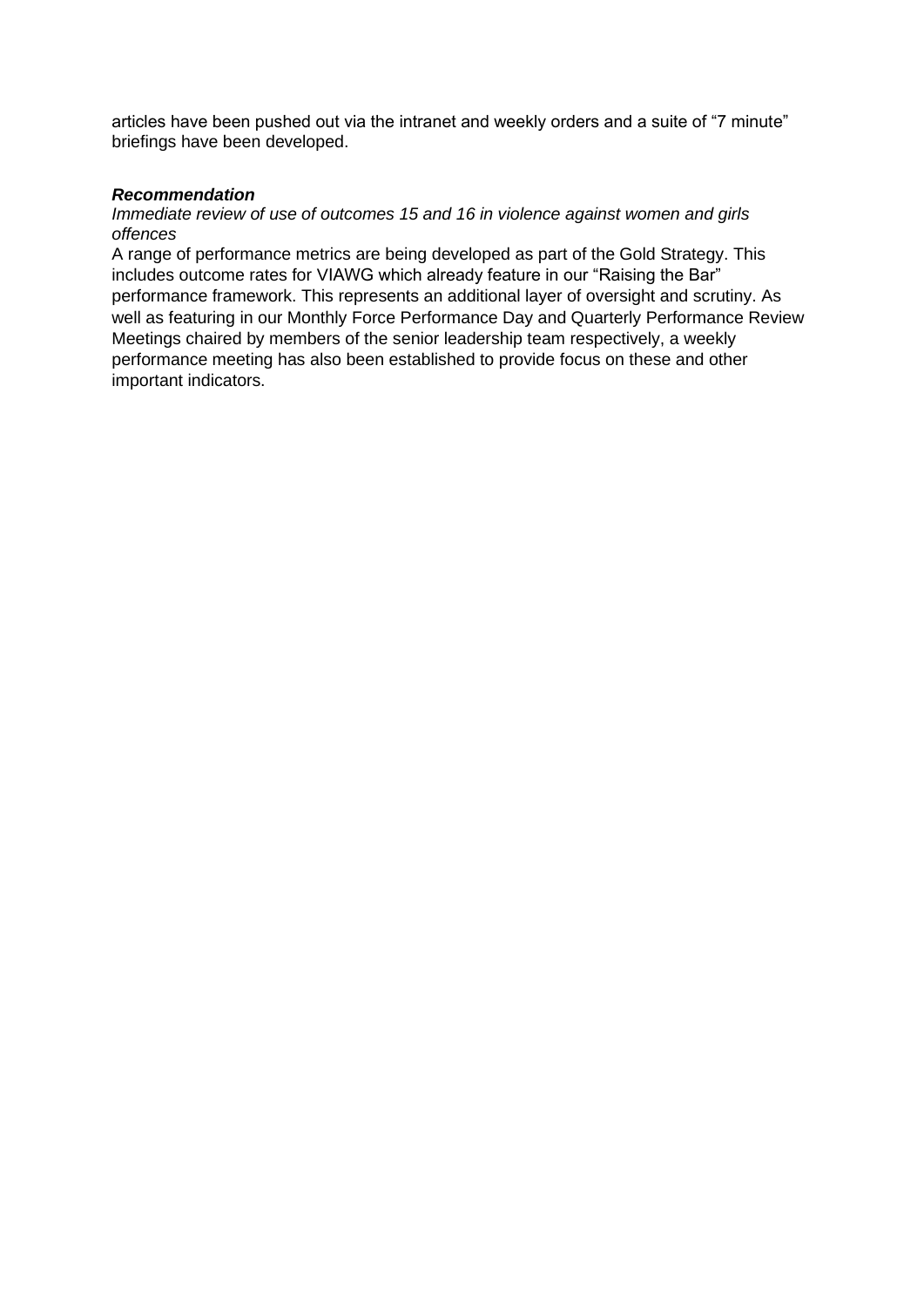articles have been pushed out via the intranet and weekly orders and a suite of "7 minute" briefings have been developed.

***Recommendation***

*Immediate review of use of outcomes 15 and 16 in violence against women and girls offences*

A range of performance metrics are being developed as part of the Gold Strategy. This includes outcome rates for VIAWG which already feature in our "Raising the Bar" performance framework. This represents an additional layer of oversight and scrutiny. As well as featuring in our Monthly Force Performance Day and Quarterly Performance Review Meetings chaired by members of the senior leadership team respectively, a weekly performance meeting has also been established to provide focus on these and other important indicators.